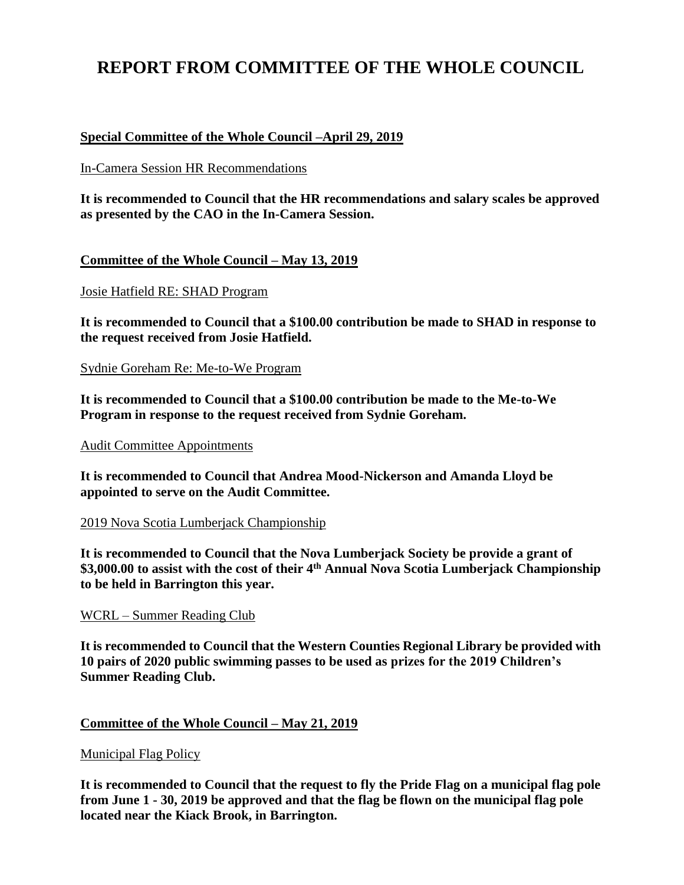# REPORT FROM COMMITTEE OF THE WHOLE COUNCIL

## Special Committee of the Whole Council –April 29, 2019

In-Camera Session HR Recommendations

**It is recommended to Council that the HR recommendations and salary scales be approved as presented by the CAO in the In-Camera Session.**

## Committee of the Whole Council – May 13, 2019

Josie Hatfield RE: SHAD Program

**It is recommended to Council that a $100.00 contribution be made to SHAD in response to the request received from Josie Hatfield.**

Sydnie Goreham Re: Me-to-We Program

**It is recommended to Council that a $100.00 contribution be made to the Me-to-We Program in response to the request received from Sydnie Goreham.**

Audit Committee Appointments

**It is recommended to Council that Andrea Mood-Nickerson and Amanda Lloyd be appointed to serve on the Audit Committee.**

2019 Nova Scotia Lumberjack Championship

**It is recommended to Council that the Nova Lumberjack Society be provide a grant of $3,000.00 to assist with the cost of their 4th Annual Nova Scotia Lumberjack Championship to be held in Barrington this year.**

WCRL – Summer Reading Club

**It is recommended to Council that the Western Counties Regional Library be provided with 10 pairs of 2020 public swimming passes to be used as prizes for the 2019 Children's Summer Reading Club.**

## Committee of the Whole Council – May 21, 2019

Municipal Flag Policy

**It is recommended to Council that the request to fly the Pride Flag on a municipal flag pole from June 1 - 30, 2019 be approved and that the flag be flown on the municipal flag pole located near the Kiack Brook, in Barrington.**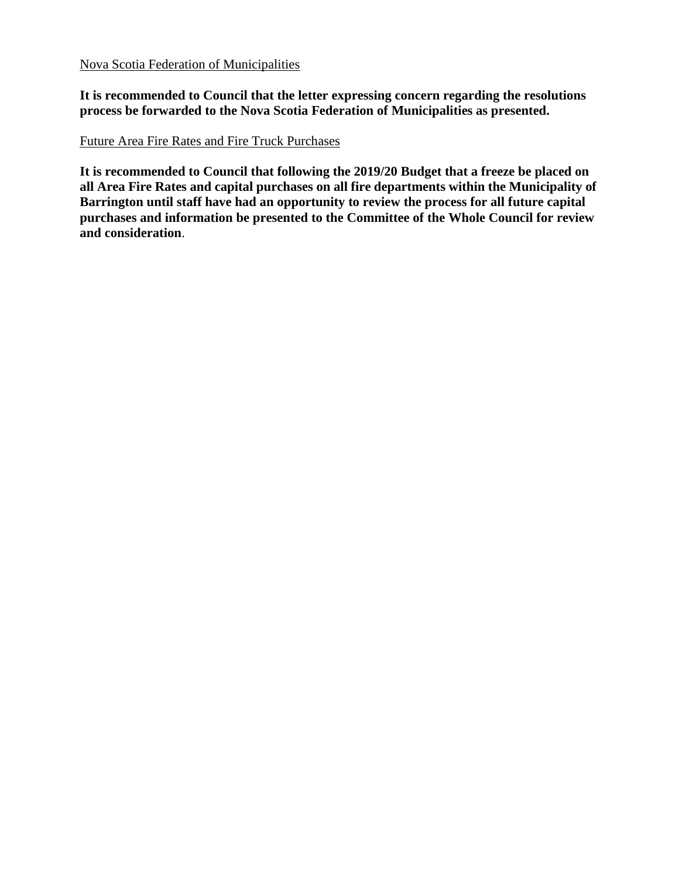Nova Scotia Federation of Municipalities

**It is recommended to Council that the letter expressing concern regarding the resolutions process be forwarded to the Nova Scotia Federation of Municipalities as presented.**

Future Area Fire Rates and Fire Truck Purchases

**It is recommended to Council that following the 2019/20 Budget that a freeze be placed on all Area Fire Rates and capital purchases on all fire departments within the Municipality of Barrington until staff have had an opportunity to review the process for all future capital purchases and information be presented to the Committee of the Whole Council for review and consideration**.